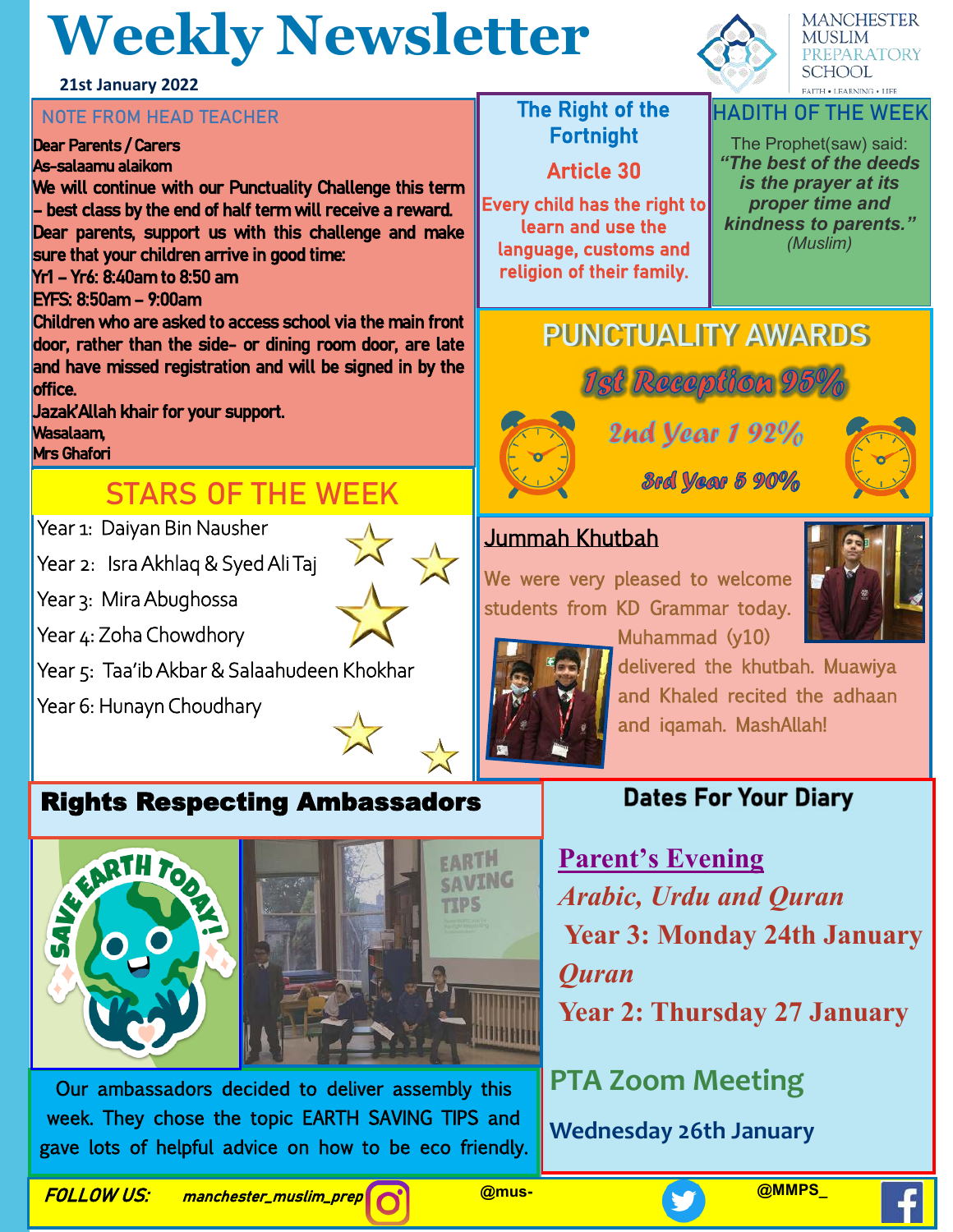# Weekly Newsletter

**21st January 2022**

MANCHESTER MUSLIM PREPARATORY SCHOOL

FAITH • LEARNING • LIFE

## NOTE FROM HEAD TEACHER

Dear Parents / Carers

As-salaamu alaikom

We will continue with our Punctuality Challenge this term – best class by the end of half term will receive a reward.

Dear parents, support us with this challenge and make sure that your children arrive in good time:

Yr1 – Yr6: 8:40am to 8:50 am

EYFS: 8:50am – 9:00am

Children who are asked to access school via the main front door, rather than the side- or dining room door, are late and have missed registration and will be signed in by the office.

Jazak'Allah khair for your support.

Wasalaam,

Mrs Ghafori

## The Right of the Fortnight

**Article 30**

Every child has the right to learn and use the language, customs and religion of their family.

## HADITH OF THE WEEK

The Prophet(saw) said:

***"The best of the deeds is the prayer at its proper time and kindness to parents."***

*(Muslim)*

## STARS OF THE WEEK

- Year 1: Daiyan Bin Nausher
- Year 2: Isra Akhlaq & Syed Ali Taj
- Year 3: Mira Abughossa
- Year 4: Zoha Chowdhory
- Year 5: Taa'ib Akbar & Salaahudeen Khokhar
- Year 6: Hunayn Choudhary

## PUNCTUALITY AWARDS

1st Reception 95%

2nd Year 1 92%

3rd Year 5 90%

## Jummah Khutbah

We were very pleased to welcome students from KD Grammar today. Muhammad (y10) delivered the khutbah. Muawiya and Khaled recited the adhaan and iqamah. MashAllah!

## Rights Respecting Ambassadors

Our ambassadors decided to deliver assembly this week. They chose the topic EARTH SAVING TIPS and gave lots of helpful advice on how to be eco friendly.

## Dates For Your Diary

**Parent's Evening**

*Arabic, Urdu and Quran*

**Year 3: Monday 24th January**

*Quran*

**Year 2: Thursday 27 January**

**PTA Zoom Meeting**

**Wednesday 26th January**

**FOLLOW US:** manchester_muslim_prep @mus- @MMPS_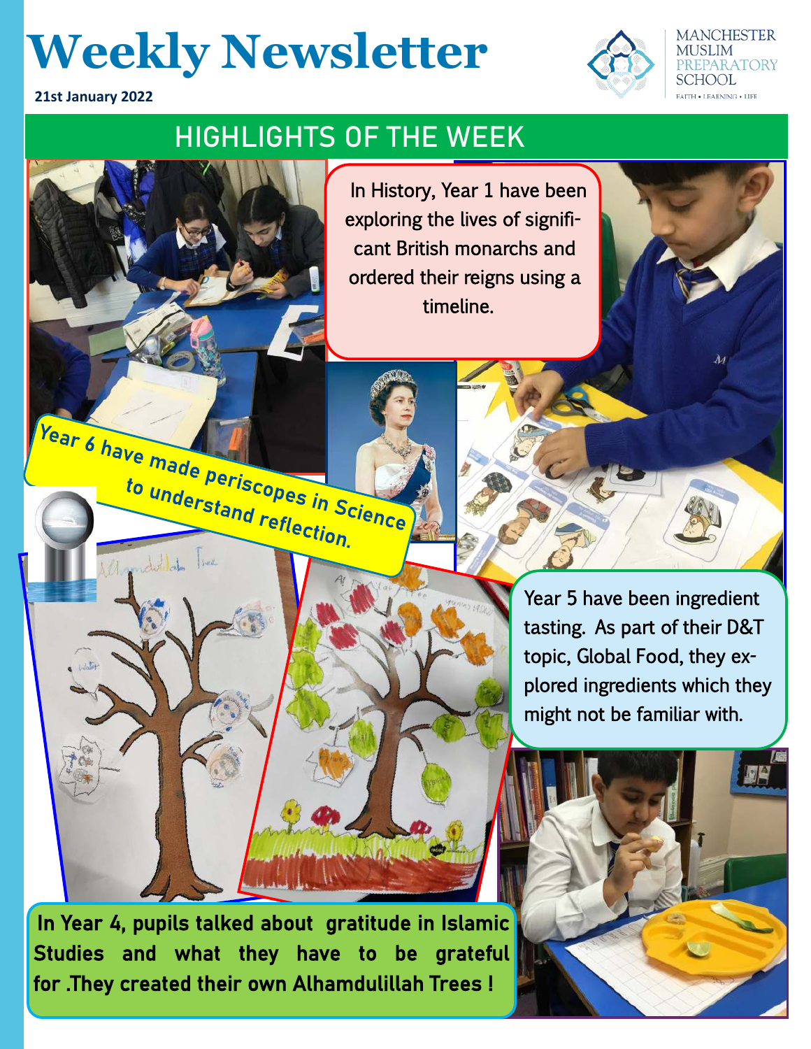# Weekly Newsletter

**21st January 2022**

MANCHESTER MUSLIM PREPARATORY SCHOOL

FAITH • LEARNING • LIFE

## HIGHLIGHTS OF THE WEEK

In History, Year 1 have been exploring the lives of significant British monarchs and ordered their reigns using a timeline.

Year 6 have made periscopes in Science to understand reflection.

Year 5 have been ingredient tasting. As part of their D&T topic, Global Food, they explored ingredients which they might not be familiar with.

In Year 4, pupils talked about gratitude in Islamic Studies and what they have to be grateful for .They created their own Alhamdulillah Trees !